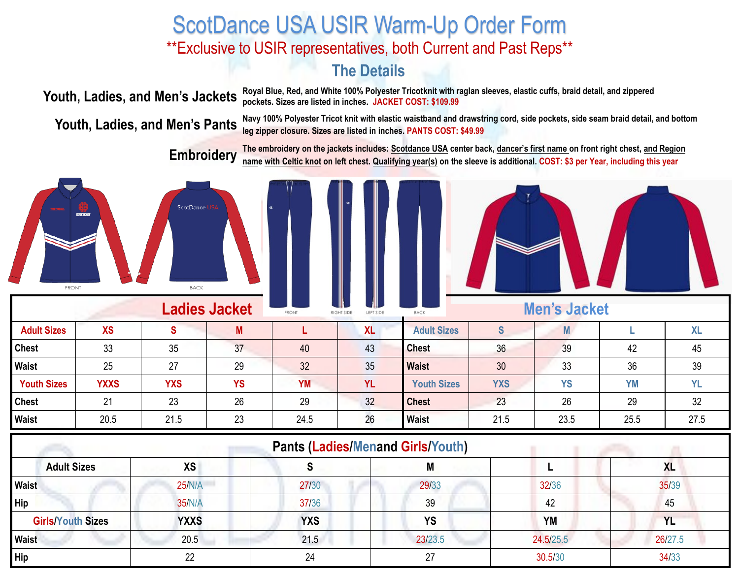# ScotDance USA USIR Warm-Up Order Form

**Exclusive to USIR representatives, both Current and Past Reps**

## The Details

**Youth, Ladies, and Men's Jackets** — Royal Blue, Red, and White 100% Polyester Tricotknit with raglan sleeves, elastic cuffs, braid detail, and zippered pockets. Sizes are listed in inches. **JACKET COST: $109.99**

**Youth, Ladies, and Men's Pants** — Navy 100% Polyester Tricot knit with elastic waistband and drawstring cord, side pockets, side seam braid detail, and bottom leg zipper closure. Sizes are listed in inches. **PANTS COST: $49.99**

**Embroidery** — The embroidery on the jackets includes: Scotdance USA center back, dancer's first name on front right chest, and Region name with Celtic knot on left chest. Qualifying year(s) on the sleeve is additional. **COST: $3 per Year, including this year**

FRONT BACK

FRONT RIGHT SIDE LEFT SIDE BACK

## Ladies Jacket

| Adult Sizes | XS | S | M | L | XL |
|---|---|---|---|---|---|
| Chest | 33 | 35 | 37 | 40 | 43 |
| Waist | 25 | 27 | 29 | 32 | 35 |
| **Youth Sizes** | **YXXS** | **YXS** | **YS** | **YM** | **YL** |
| Chest | 21 | 23 | 26 | 29 | 32 |
| Waist | 20.5 | 21.5 | 23 | 24.5 | 26 |

## Men's Jacket

| Adult Sizes | S | M | L | XL |
|---|---|---|---|---|
| Chest | 36 | 39 | 42 | 45 |
| Waist | 30 | 33 | 36 | 39 |
| **Youth Sizes** | **YXS** | **YS** | **YM** | **YL** |
| Chest | 23 | 26 | 29 | 32 |
| Waist | 21.5 | 23.5 | 25.5 | 27.5 |

## Pants (Ladies/Menand Girls/Youth)

| Adult Sizes | XS | S | M | L | XL |
|---|---|---|---|---|---|
| Waist | 25/N/A | 27/30 | 29/33 | 32/36 | 35/39 |
| Hip | 35/N/A | 37/36 | 39 | 42 | 45 |
| **Girls/Youth Sizes** | **YXXS** | **YXS** | **YS** | **YM** | **YL** |
| Waist | 20.5 | 21.5 | 23/23.5 | 24.5/25.5 | 26/27.5 |
| Hip | 22 | 24 | 27 | 30.5/30 | 34/33 |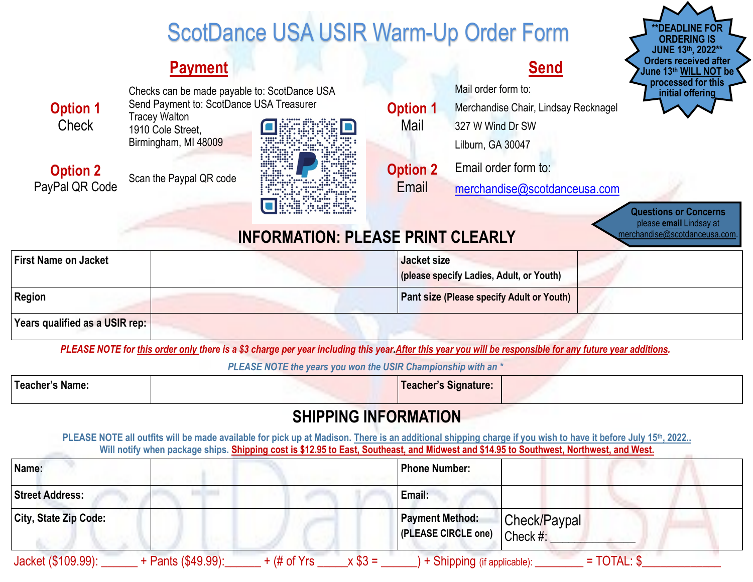# ScotDance USA USIR Warm-Up Order Form

**DEADLINE FOR ORDERING IS JUNE 13th, 2022** Orders received after June 13th **WILL NOT** be processed for this initial offering

## Payment

**Option 1**
Check

Checks can be made payable to: ScotDance USA
Send Payment to: ScotDance USA Treasurer
Tracey Walton
1910 Cole Street,
Birmingham, MI 48009

**Option 2**
PayPal QR Code

Scan the Paypal QR code

## Send

**Option 1**
Mail

Mail order form to:
Merchandise Chair, Lindsay Recknagel
327 W Wind Dr SW
Lilburn, GA 30047

**Option 2**
Email

Email order form to:
merchandise@scotdanceusa.com

**Questions or Concerns**
please **email** Lindsay at merchandise@scotdanceusa.com.

## INFORMATION: PLEASE PRINT CLEARLY

| | | | |
|---|---|---|---|
| **First Name on Jacket** | | **Jacket size** (please specify Ladies, Adult, or Youth) | |
| **Region** | | **Pant size** (Please specify Adult or Youth) | |
| **Years qualified as a USIR rep:** | | | |

*PLEASE NOTE for this order only there is a $3 charge per year including this year. After this year you will be responsible for any future year additions.*

*PLEASE NOTE the years you won the USIR Championship with an **

| | | | |
|---|---|---|---|
| **Teacher's Name:** | | **Teacher's Signature:** | |

## SHIPPING INFORMATION

PLEASE NOTE all outfits will be made available for pick up at Madison. There is an additional shipping charge if you wish to have it before July 15th, 2022.. Will notify when package ships. Shipping cost is $12.95 to East, Southeast, and Midwest and $14.95 to Southwest, Northwest, and West.

| | | | |
|---|---|---|---|
| **Name:** | | **Phone Number:** | |
| **Street Address:** | | **Email:** | |
| **City, State Zip Code:** | | **Payment Method:** (PLEASE CIRCLE one) | Check/Paypal<br>Check #: ____________ |

Jacket ($109.99): ______ + Pants ($49.99):______ + (# of Yrs _____x $3 = ______) + Shipping (if applicable): ________ = TOTAL: $____________